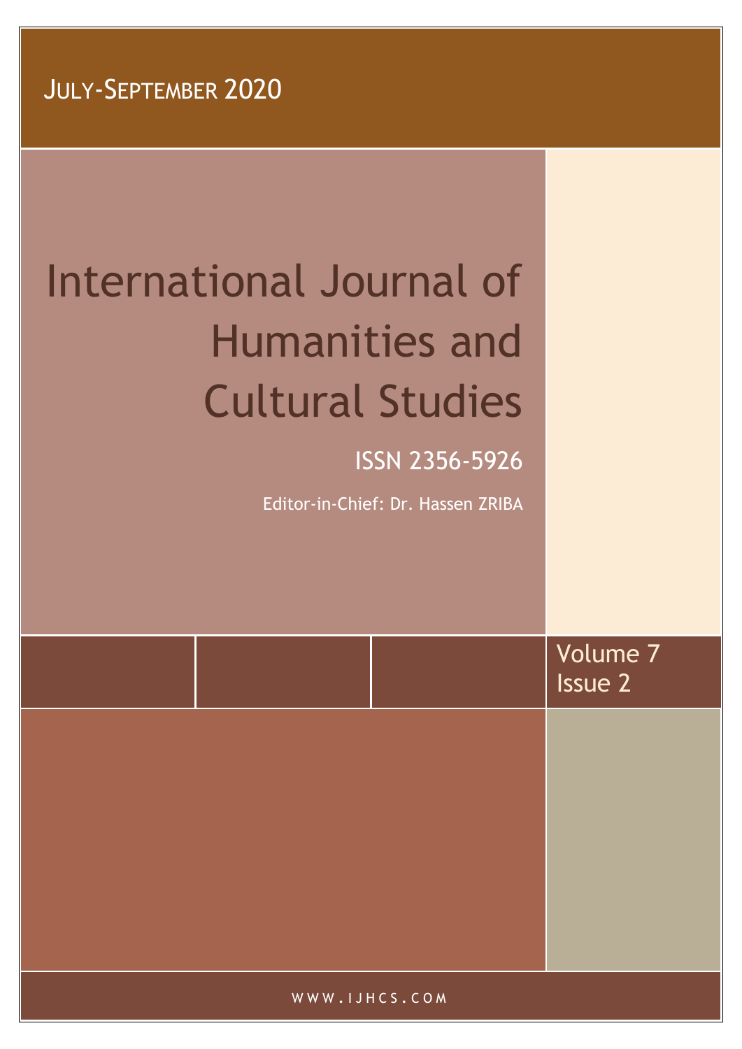JULY-SEPTEMBER 2020

# International Journal of Humanities and Cultural Studies

ISSN 2356-5926

Editor-in-Chief: Dr. Hassen ZRIBA

Volume 7
Issue 2

WWW.IJHCS.COM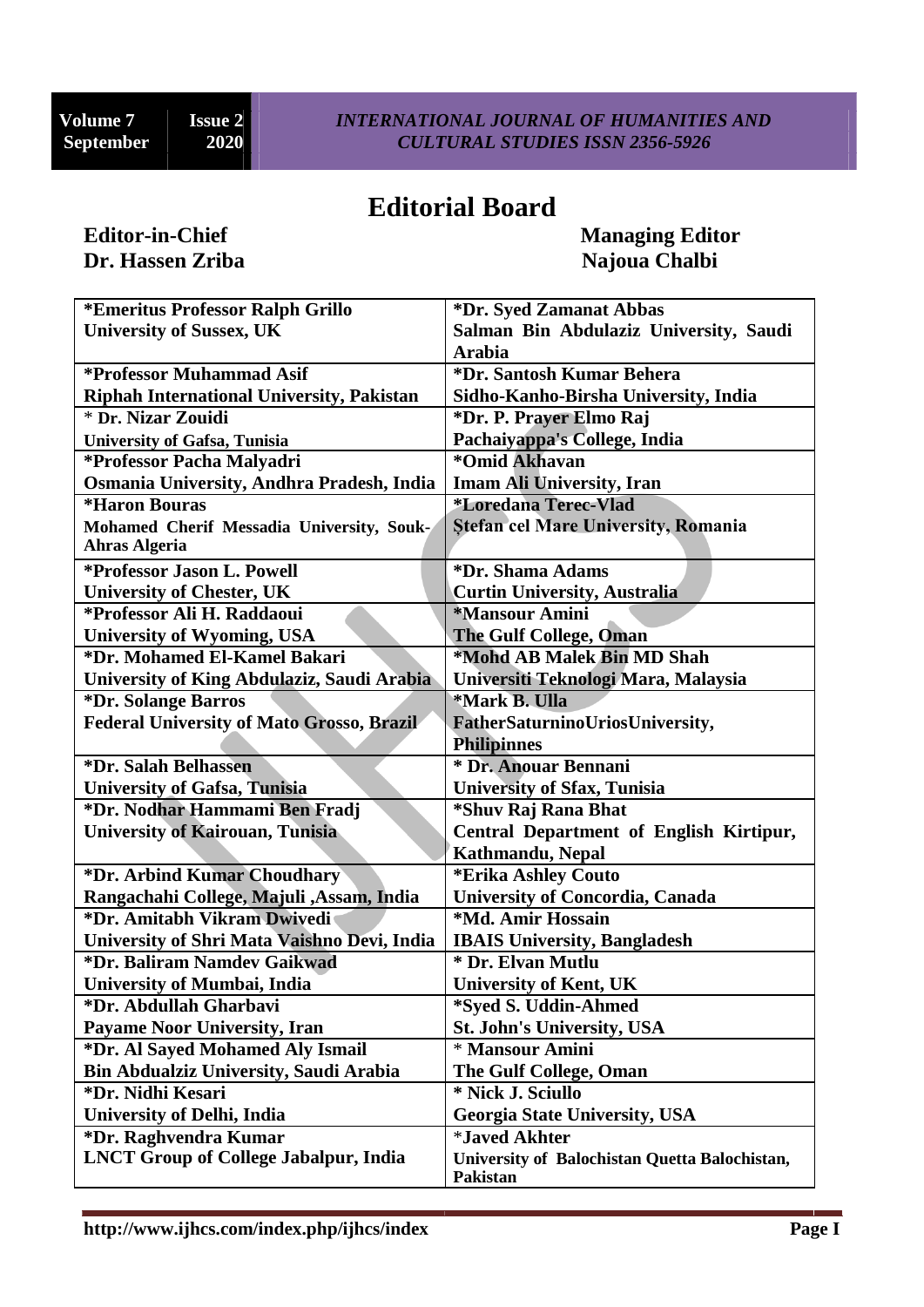# Editorial Board

**Editor-in-Chief**
**Dr. Hassen Zriba**

**Managing Editor**
**Najoua Chalbi**

| | |
|---|---|
| **\*Emeritus Professor Ralph Grillo**<br>**University of Sussex, UK** | **\*Dr. Syed Zamanat Abbas**<br>**Salman Bin Abdulaziz University, Saudi Arabia** |
| **\*Professor Muhammad Asif**<br>**Riphah International University, Pakistan** | **\*Dr. Santosh Kumar Behera**<br>**Sidho-Kanho-Birsha University, India** |
| **\* Dr. Nizar Zouidi**<br>**University of Gafsa, Tunisia** | **\*Dr. P. Prayer Elmo Raj**<br>**Pachaiyappa's College, India** |
| **\*Professor Pacha Malyadri**<br>**Osmania University, Andhra Pradesh, India** | **\*Omid Akhavan**<br>**Imam Ali University, Iran** |
| **\*Haron Bouras**<br>**Mohamed Cherif Messadia University, Souk-Ahras Algeria** | **\*Loredana Terec-Vlad**<br>**Ștefan cel Mare University, Romania** |
| **\*Professor Jason L. Powell**<br>**University of Chester, UK** | **\*Dr. Shama Adams**<br>**Curtin University, Australia** |
| **\*Professor Ali H. Raddaoui**<br>**University of Wyoming, USA** | **\*Mansour Amini**<br>**The Gulf College, Oman** |
| **\*Dr. Mohamed El-Kamel Bakari**<br>**University of King Abdulaziz, Saudi Arabia** | **\*Mohd AB Malek Bin MD Shah**<br>**Universiti Teknologi Mara, Malaysia** |
| **\*Dr. Solange Barros**<br>**Federal University of Mato Grosso, Brazil** | **\*Mark B. Ulla**<br>**FatherSaturninoUriosUniversity, Philipinnes** |
| **\*Dr. Salah Belhassen**<br>**University of Gafsa, Tunisia** | **\* Dr. Anouar Bennani**<br>**University of Sfax, Tunisia** |
| **\*Dr. Nodhar Hammami Ben Fradj**<br>**University of Kairouan, Tunisia** | **\*Shuv Raj Rana Bhat**<br>**Central Department of English Kirtipur, Kathmandu, Nepal** |
| **\*Dr. Arbind Kumar Choudhary**<br>**Rangachahi College, Majuli ,Assam, India** | **\*Erika Ashley Couto**<br>**University of Concordia, Canada** |
| **\*Dr. Amitabh Vikram Dwivedi**<br>**University of Shri Mata Vaishno Devi, India** | **\*Md. Amir Hossain**<br>**IBAIS University, Bangladesh** |
| **\*Dr. Baliram Namdev Gaikwad**<br>**University of Mumbai, India** | **\* Dr. Elvan Mutlu**<br>**University of Kent, UK** |
| **\*Dr. Abdullah Gharbavi**<br>**Payame Noor University, Iran** | **\*Syed S. Uddin-Ahmed**<br>**St. John's University, USA** |
| **\*Dr. Al Sayed Mohamed Aly Ismail**<br>**Bin Abdualziz University, Saudi Arabia** | **\* Mansour Amini**<br>**The Gulf College, Oman** |
| **\*Dr. Nidhi Kesari**<br>**University of Delhi, India** | **\* Nick J. Sciullo**<br>**Georgia State University, USA** |
| **\*Dr. Raghvendra Kumar**<br>**LNCT Group of College Jabalpur, India** | **\*Javed Akhter**<br>**University of Balochistan Quetta Balochistan, Pakistan** |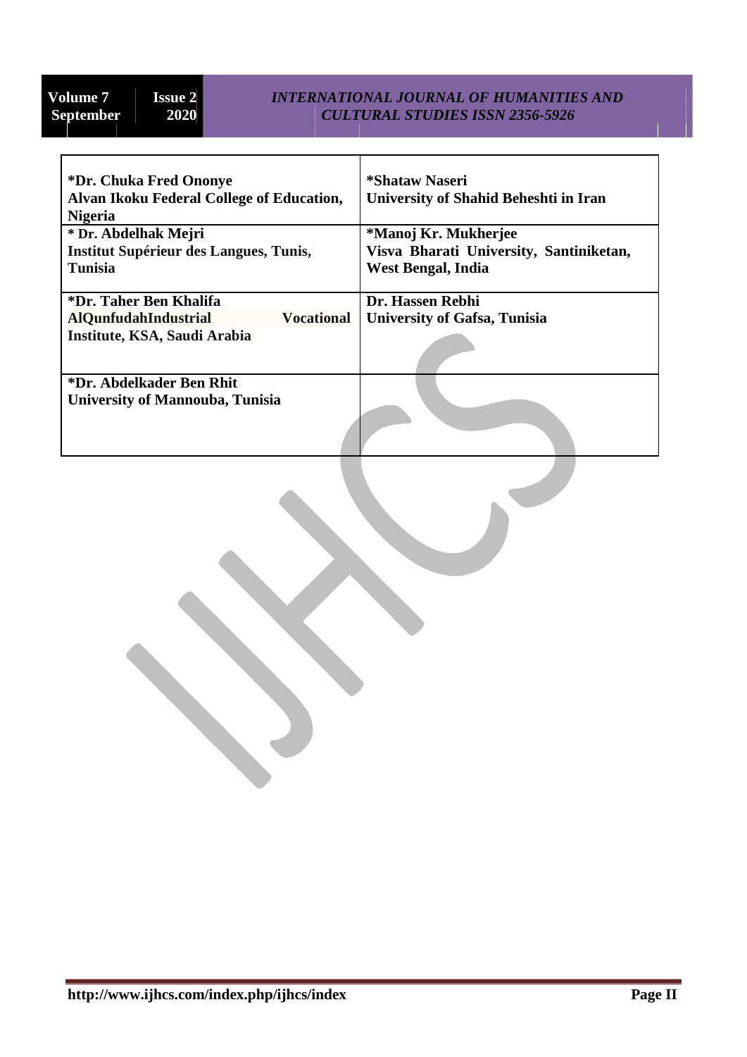| | |
|---|---|
| **\*Dr. Chuka Fred Ononye**<br>**Alvan Ikoku Federal College of Education, Nigeria** | **\*Shataw Naseri**<br>**University of Shahid Beheshti in Iran** |
| **\* Dr. Abdelhak Mejri**<br>**Institut Supérieur des Langues, Tunis, Tunisia** | **\*Manoj Kr. Mukherjee**<br>**Visva Bharati University, Santiniketan, West Bengal, India** |
| **\*Dr. Taher Ben Khalifa**<br>**AlQunfudahIndustrial Vocational Institute, KSA, Saudi Arabia** | **Dr. Hassen Rebhi**<br>**University of Gafsa, Tunisia** |
| **\*Dr. Abdelkader Ben Rhit**<br>**University of Mannouba, Tunisia** | |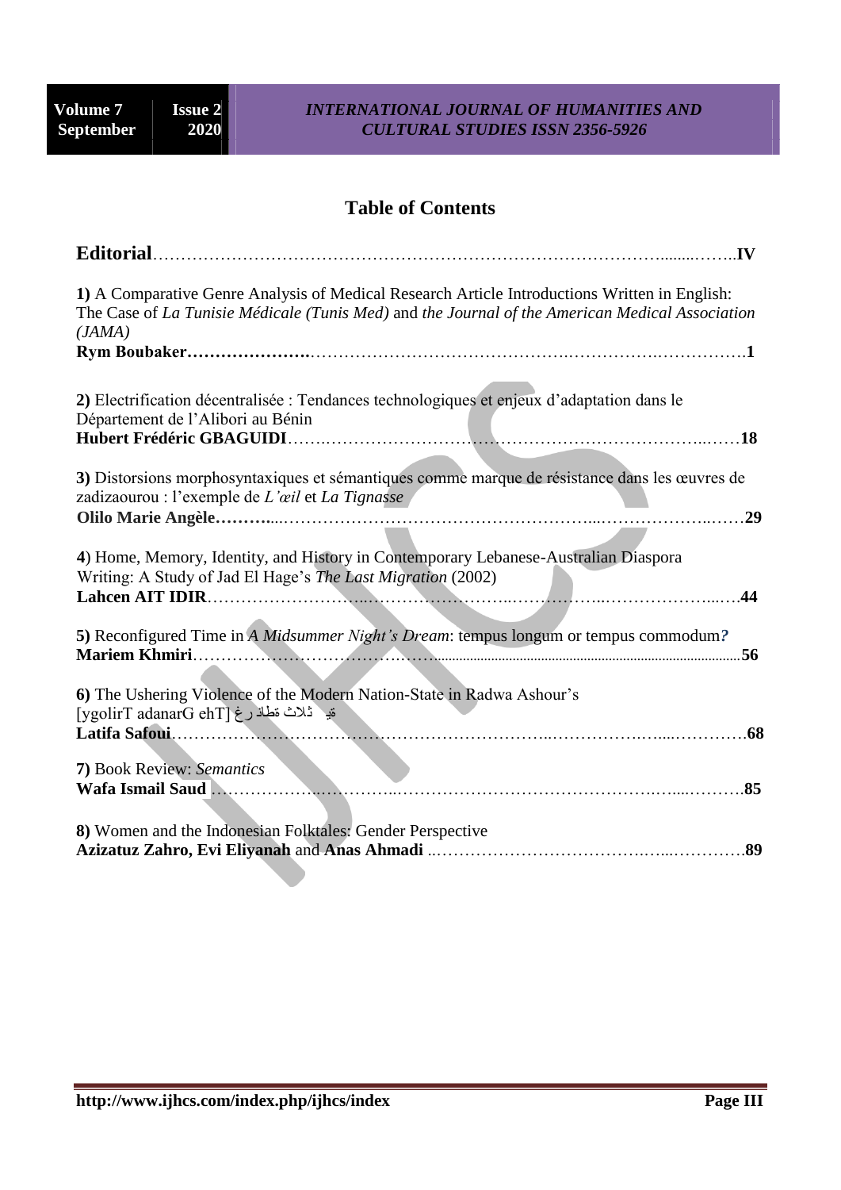## Table of Contents

**Editorial**……………………………………………………………………………………..……..**IV**

**1)** A Comparative Genre Analysis of Medical Research Article Introductions Written in English: The Case of *La Tunisie Médicale (Tunis Med)* and *the Journal of the American Medical Association (JAMA)*
**Rym Boubaker**……………………………………………………………………………………………**1**

**2)** Electrification décentralisée : Tendances technologiques et enjeux d'adaptation dans le Département de l'Alibori au Bénin
**Hubert Frédéric GBAGUIDI**………………………………………………………………………**18**

**3)** Distorsions morphosyntaxiques et sémantiques comme marque de résistance dans les œuvres de zadizaourou : l'exemple de *L'œil* et *La Tignasse*
**Olilo Marie Angèle**…………………………………………………………………………………**29**

**4**) Home, Memory, Identity, and History in Contemporary Lebanese-Australian Diaspora Writing: A Study of Jad El Hage's *The Last Migration* (2002)
**Lahcen AIT IDIR**……………………………………………………………………………………**44**

**5)** Reconfigured Time in *A Midsummer Night's Dream*: tempus longum or tempus commodum***?***
**Mariem Khmiri**………………………………………………………………………………………**56**

**6)** The Ushering Violence of the Modern Nation-State in Radwa Ashour's [ygolirT adanarG ehT] ثلاثية غرناطة
**Latifa Safoui**…………………………………………………………………………………………**68**

**7)** Book Review: *Semantics*
**Wafa Ismail Saud** ……………………………………………………………………………………**85**

**8)** Women and the Indonesian Folktales: Gender Perspective
**Azizatuz Zahro, Evi Eliyanah** and **Anas Ahmadi** ……………………………………………**89**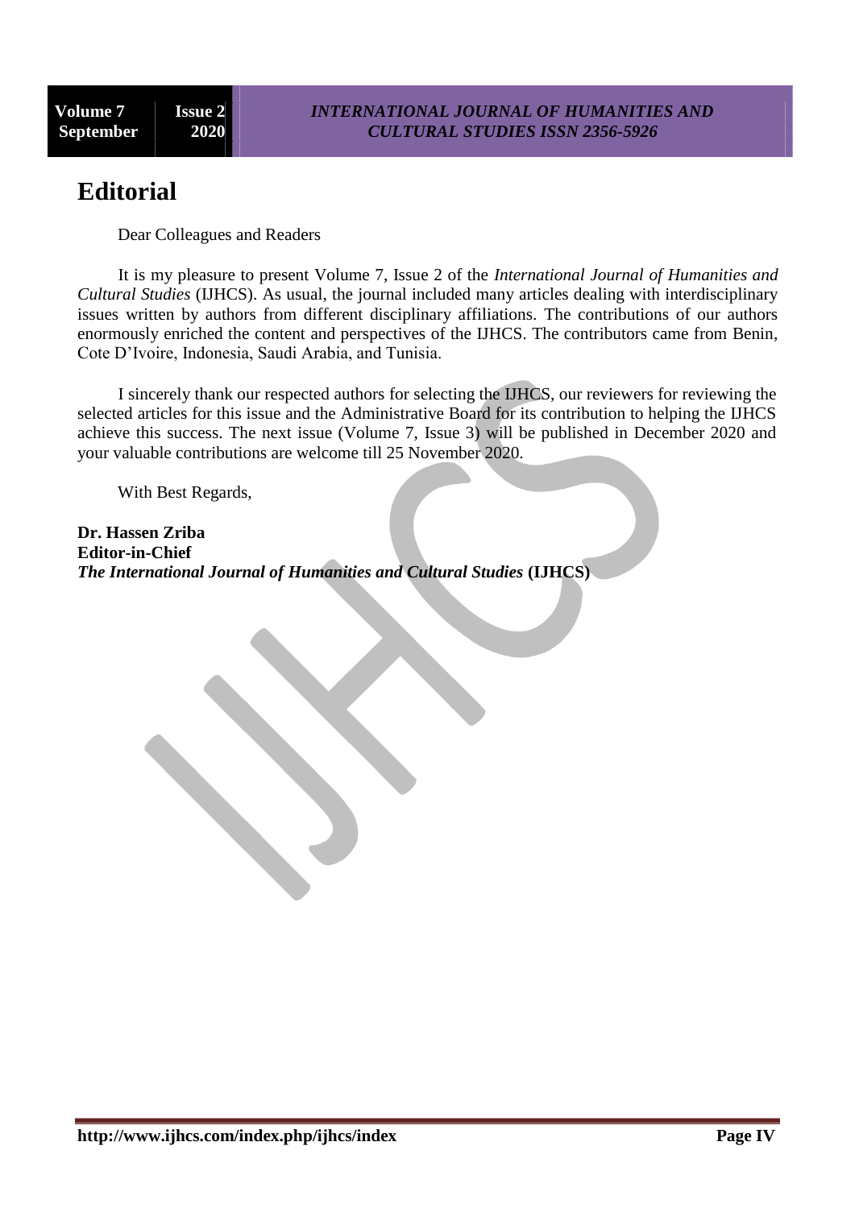# Editorial

Dear Colleagues and Readers

It is my pleasure to present Volume 7, Issue 2 of the *International Journal of Humanities and Cultural Studies* (IJHCS). As usual, the journal included many articles dealing with interdisciplinary issues written by authors from different disciplinary affiliations. The contributions of our authors enormously enriched the content and perspectives of the IJHCS. The contributors came from Benin, Cote D'Ivoire, Indonesia, Saudi Arabia, and Tunisia.

I sincerely thank our respected authors for selecting the IJHCS, our reviewers for reviewing the selected articles for this issue and the Administrative Board for its contribution to helping the IJHCS achieve this success. The next issue (Volume 7, Issue 3) will be published in December 2020 and your valuable contributions are welcome till 25 November 2020.

With Best Regards,

**Dr. Hassen Zriba**
**Editor-in-Chief**
***The International Journal of Humanities and Cultural Studies* (IJHCS)**